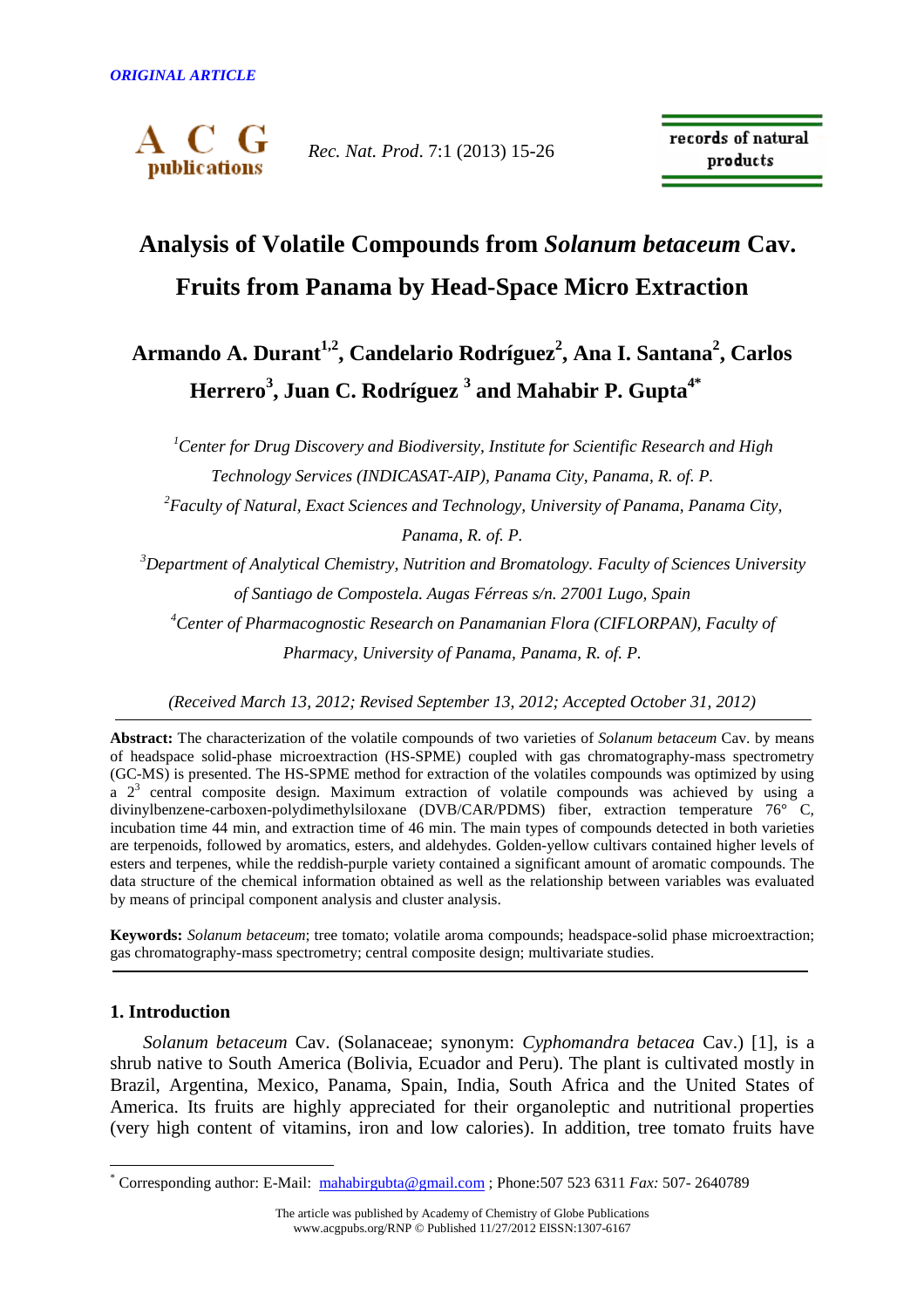*ORIGINAL ARTICLE*

# Analysis of Volatile Compounds from *Solanum betaceum* Cav. Fruits from Panama by Head-Space Micro Extraction

**Armando A. Durant[1,2], Candelario Rodríguez[2], Ana I. Santana[2], Carlos Herrero[3], Juan C. Rodríguez [3] and Mahabir P. Gupta[4*]**

[1]*Center for Drug Discovery and Biodiversity, Institute for Scientific Research and High Technology Services (INDICASAT-AIP), Panama City, Panama, R. of. P.*

[2]*Faculty of Natural, Exact Sciences and Technology, University of Panama, Panama City, Panama, R. of. P.*

[3]*Department of Analytical Chemistry, Nutrition and Bromatology. Faculty of Sciences University of Santiago de Compostela. Augas Férreas s/n. 27001 Lugo, Spain*

[4]*Center of Pharmacognostic Research on Panamanian Flora (CIFLORPAN), Faculty of Pharmacy, University of Panama, Panama, R. of. P.*

*(Received March 13, 2012; Revised September 13, 2012; Accepted October 31, 2012)*

**Abstract:** The characterization of the volatile compounds of two varieties of *Solanum betaceum* Cav. by means of headspace solid-phase microextraction (HS-SPME) coupled with gas chromatography-mass spectrometry (GC-MS) is presented. The HS-SPME method for extraction of the volatiles compounds was optimized by using a $2^3$ central composite design. Maximum extraction of volatile compounds was achieved by using a divinylbenzene-carboxen-polydimethylsiloxane (DVB/CAR/PDMS) fiber, extraction temperature 76° C, incubation time 44 min, and extraction time of 46 min. The main types of compounds detected in both varieties are terpenoids, followed by aromatics, esters, and aldehydes. Golden-yellow cultivars contained higher levels of esters and terpenes, while the reddish-purple variety contained a significant amount of aromatic compounds. The data structure of the chemical information obtained as well as the relationship between variables was evaluated by means of principal component analysis and cluster analysis.

**Keywords:** *Solanum betaceum*; tree tomato; volatile aroma compounds; headspace-solid phase microextraction; gas chromatography-mass spectrometry; central composite design; multivariate studies.

## 1. Introduction

*Solanum betaceum* Cav. (Solanaceae; synonym: *Cyphomandra betacea* Cav.) [1], is a shrub native to South America (Bolivia, Ecuador and Peru). The plant is cultivated mostly in Brazil, Argentina, Mexico, Panama, Spain, India, South Africa and the United States of America. Its fruits are highly appreciated for their organoleptic and nutritional properties (very high content of vitamins, iron and low calories). In addition, tree tomato fruits have

---

[*] Corresponding author: E-Mail: mahabirgubta@gmail.com ; Phone:507 523 6311 *Fax:* 507- 2640789

The article was published by Academy of Chemistry of Globe Publications
www.acgpubs.org/RNP © Published 11/27/2012 EISSN:1307-6167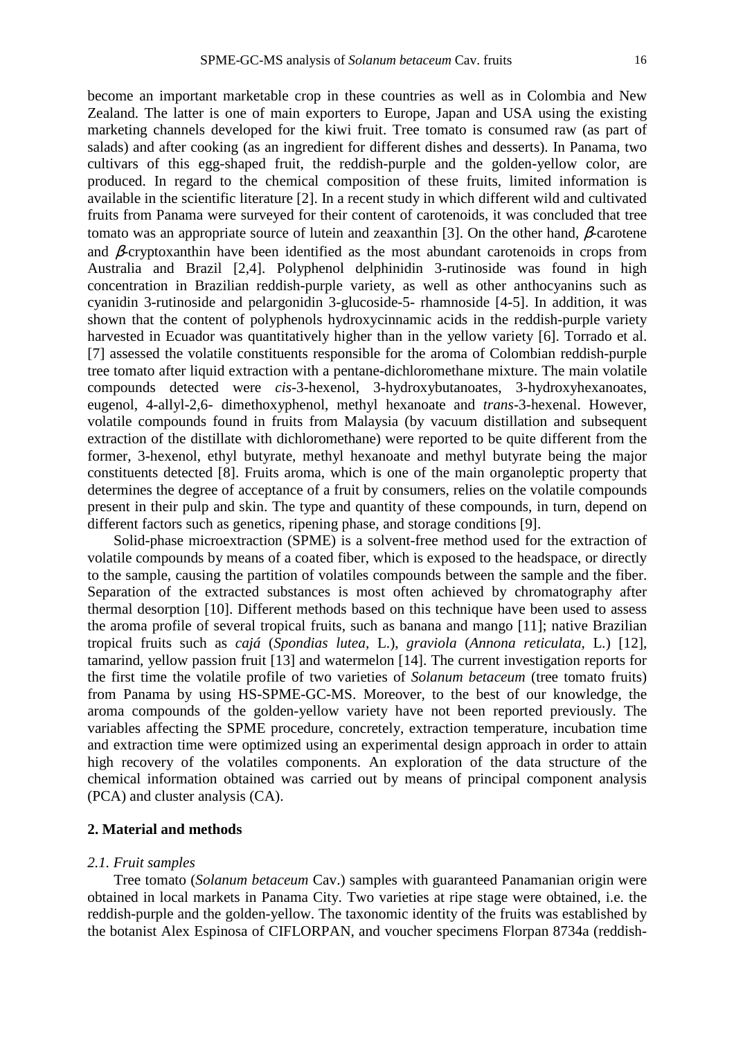become an important marketable crop in these countries as well as in Colombia and New Zealand. The latter is one of main exporters to Europe, Japan and USA using the existing marketing channels developed for the kiwi fruit. Tree tomato is consumed raw (as part of salads) and after cooking (as an ingredient for different dishes and desserts). In Panama, two cultivars of this egg-shaped fruit, the reddish-purple and the golden-yellow color, are produced. In regard to the chemical composition of these fruits, limited information is available in the scientific literature [2]. In a recent study in which different wild and cultivated fruits from Panama were surveyed for their content of carotenoids, it was concluded that tree tomato was an appropriate source of lutein and zeaxanthin [3]. On the other hand, $\beta$-carotene and $\beta$-cryptoxanthin have been identified as the most abundant carotenoids in crops from Australia and Brazil [2,4]. Polyphenol delphinidin 3-rutinoside was found in high concentration in Brazilian reddish-purple variety, as well as other anthocyanins such as cyanidin 3-rutinoside and pelargonidin 3-glucoside-5- rhamnoside [4-5]. In addition, it was shown that the content of polyphenols hydroxycinnamic acids in the reddish-purple variety harvested in Ecuador was quantitatively higher than in the yellow variety [6]. Torrado et al. [7] assessed the volatile constituents responsible for the aroma of Colombian reddish-purple tree tomato after liquid extraction with a pentane-dichloromethane mixture. The main volatile compounds detected were *cis*-3-hexenol, 3-hydroxybutanoates, 3-hydroxyhexanoates, eugenol, 4-allyl-2,6- dimethoxyphenol, methyl hexanoate and *trans*-3-hexenal. However, volatile compounds found in fruits from Malaysia (by vacuum distillation and subsequent extraction of the distillate with dichloromethane) were reported to be quite different from the former, 3-hexenol, ethyl butyrate, methyl hexanoate and methyl butyrate being the major constituents detected [8]. Fruits aroma, which is one of the main organoleptic property that determines the degree of acceptance of a fruit by consumers, relies on the volatile compounds present in their pulp and skin. The type and quantity of these compounds, in turn, depend on different factors such as genetics, ripening phase, and storage conditions [9].

Solid-phase microextraction (SPME) is a solvent-free method used for the extraction of volatile compounds by means of a coated fiber, which is exposed to the headspace, or directly to the sample, causing the partition of volatiles compounds between the sample and the fiber. Separation of the extracted substances is most often achieved by chromatography after thermal desorption [10]. Different methods based on this technique have been used to assess the aroma profile of several tropical fruits, such as banana and mango [11]; native Brazilian tropical fruits such as *cajá* (*Spondias lutea*, L.), *graviola* (*Annona reticulata*, L.) [12], tamarind, yellow passion fruit [13] and watermelon [14]. The current investigation reports for the first time the volatile profile of two varieties of *Solanum betaceum* (tree tomato fruits) from Panama by using HS-SPME-GC-MS. Moreover, to the best of our knowledge, the aroma compounds of the golden-yellow variety have not been reported previously. The variables affecting the SPME procedure, concretely, extraction temperature, incubation time and extraction time were optimized using an experimental design approach in order to attain high recovery of the volatiles components. An exploration of the data structure of the chemical information obtained was carried out by means of principal component analysis (PCA) and cluster analysis (CA).

## 2. Material and methods

### *2.1. Fruit samples*

Tree tomato (*Solanum betaceum* Cav.) samples with guaranteed Panamanian origin were obtained in local markets in Panama City. Two varieties at ripe stage were obtained, i.e. the reddish-purple and the golden-yellow. The taxonomic identity of the fruits was established by the botanist Alex Espinosa of CIFLORPAN, and voucher specimens Florpan 8734a (reddish-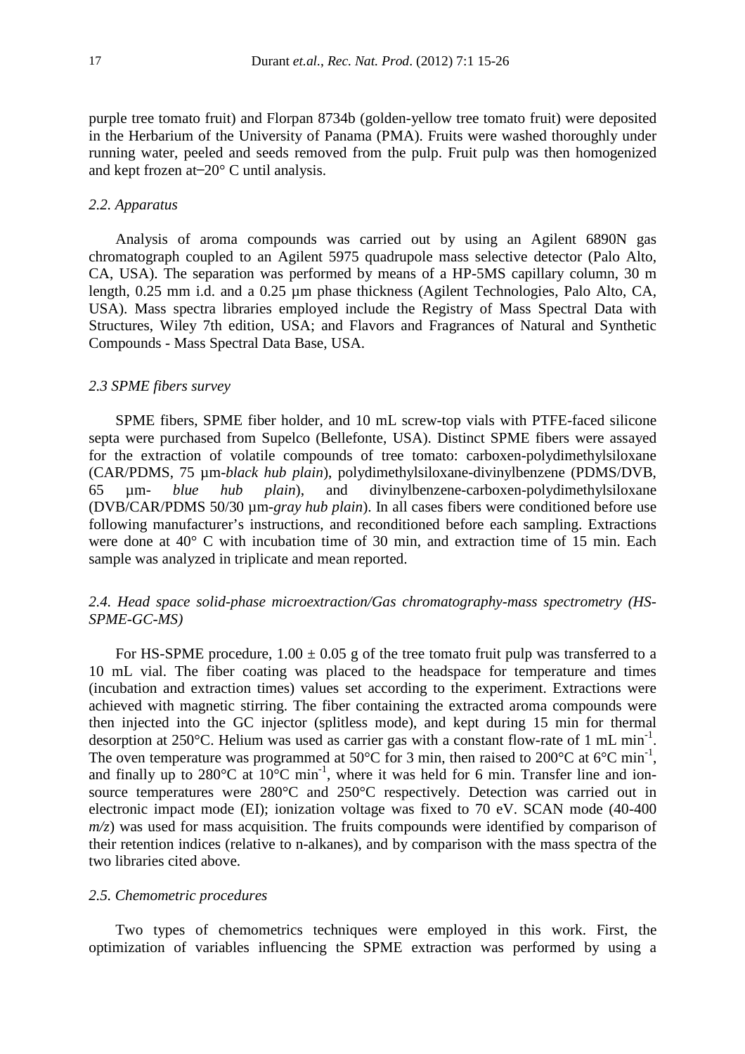purple tree tomato fruit) and Florpan 8734b (golden-yellow tree tomato fruit) were deposited in the Herbarium of the University of Panama (PMA). Fruits were washed thoroughly under running water, peeled and seeds removed from the pulp. Fruit pulp was then homogenized and kept frozen at −20° C until analysis.

### *2.2. Apparatus*

Analysis of aroma compounds was carried out by using an Agilent 6890N gas chromatograph coupled to an Agilent 5975 quadrupole mass selective detector (Palo Alto, CA, USA). The separation was performed by means of a HP-5MS capillary column, 30 m length, 0.25 mm i.d. and a 0.25 µm phase thickness (Agilent Technologies, Palo Alto, CA, USA). Mass spectra libraries employed include the Registry of Mass Spectral Data with Structures, Wiley 7th edition, USA; and Flavors and Fragrances of Natural and Synthetic Compounds - Mass Spectral Data Base, USA.

### *2.3 SPME fibers survey*

SPME fibers, SPME fiber holder, and 10 mL screw-top vials with PTFE-faced silicone septa were purchased from Supelco (Bellefonte, USA). Distinct SPME fibers were assayed for the extraction of volatile compounds of tree tomato: carboxen-polydimethylsiloxane (CAR/PDMS, 75 µm-*black hub plain*), polydimethylsiloxane-divinylbenzene (PDMS/DVB, 65 µm- *blue hub plain*), and divinylbenzene-carboxen-polydimethylsiloxane (DVB/CAR/PDMS 50/30 µm-*gray hub plain*). In all cases fibers were conditioned before use following manufacturer's instructions, and reconditioned before each sampling. Extractions were done at 40° C with incubation time of 30 min, and extraction time of 15 min. Each sample was analyzed in triplicate and mean reported.

### *2.4. Head space solid-phase microextraction/Gas chromatography-mass spectrometry (HS-SPME-GC-MS)*

For HS-SPME procedure, 1.00 ± 0.05 g of the tree tomato fruit pulp was transferred to a 10 mL vial. The fiber coating was placed to the headspace for temperature and times (incubation and extraction times) values set according to the experiment. Extractions were achieved with magnetic stirring. The fiber containing the extracted aroma compounds were then injected into the GC injector (splitless mode), and kept during 15 min for thermal desorption at 250°C. Helium was used as carrier gas with a constant flow-rate of 1 mL min$^{-1}$. The oven temperature was programmed at 50°C for 3 min, then raised to 200°C at 6°C min$^{-1}$, and finally up to 280°C at 10°C min$^{-1}$, where it was held for 6 min. Transfer line and ion-source temperatures were 280°C and 250°C respectively. Detection was carried out in electronic impact mode (EI); ionization voltage was fixed to 70 eV. SCAN mode (40-400 *m/z*) was used for mass acquisition. The fruits compounds were identified by comparison of their retention indices (relative to n-alkanes), and by comparison with the mass spectra of the two libraries cited above.

### *2.5. Chemometric procedures*

Two types of chemometrics techniques were employed in this work. First, the optimization of variables influencing the SPME extraction was performed by using a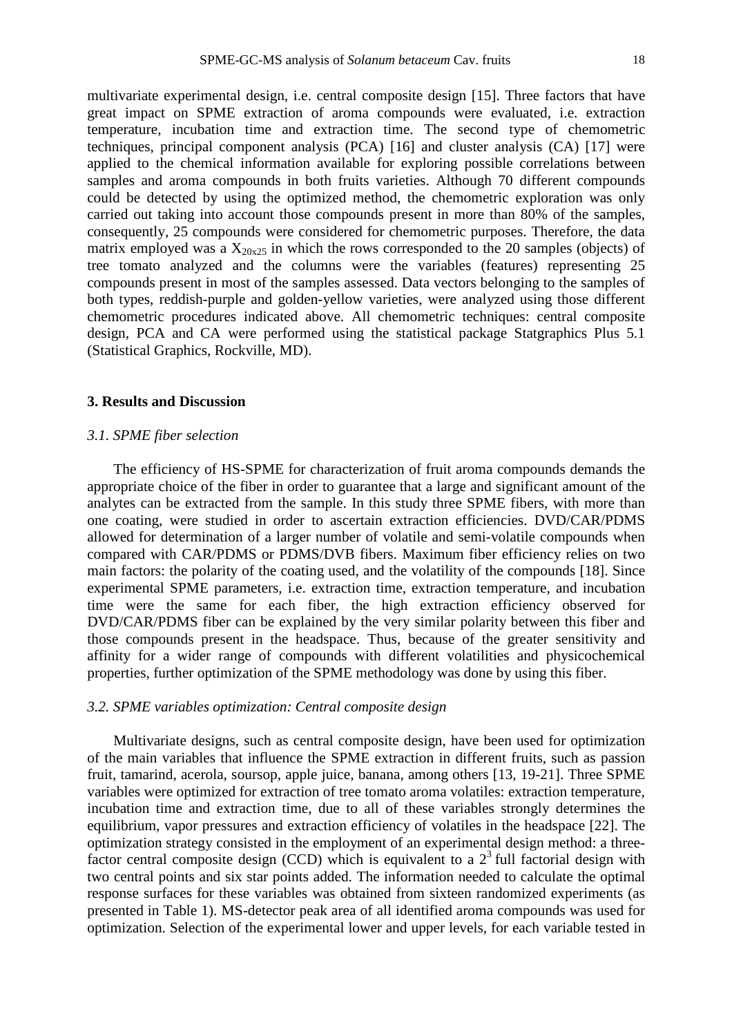multivariate experimental design, i.e. central composite design [15]. Three factors that have great impact on SPME extraction of aroma compounds were evaluated, i.e. extraction temperature, incubation time and extraction time. The second type of chemometric techniques, principal component analysis (PCA) [16] and cluster analysis (CA) [17] were applied to the chemical information available for exploring possible correlations between samples and aroma compounds in both fruits varieties. Although 70 different compounds could be detected by using the optimized method, the chemometric exploration was only carried out taking into account those compounds present in more than 80% of the samples, consequently, 25 compounds were considered for chemometric purposes. Therefore, the data matrix employed was a $X_{20x25}$ in which the rows corresponded to the 20 samples (objects) of tree tomato analyzed and the columns were the variables (features) representing 25 compounds present in most of the samples assessed. Data vectors belonging to the samples of both types, reddish-purple and golden-yellow varieties, were analyzed using those different chemometric procedures indicated above. All chemometric techniques: central composite design, PCA and CA were performed using the statistical package Statgraphics Plus 5.1 (Statistical Graphics, Rockville, MD).

## 3. Results and Discussion

### *3.1. SPME fiber selection*

The efficiency of HS-SPME for characterization of fruit aroma compounds demands the appropriate choice of the fiber in order to guarantee that a large and significant amount of the analytes can be extracted from the sample. In this study three SPME fibers, with more than one coating, were studied in order to ascertain extraction efficiencies. DVD/CAR/PDMS allowed for determination of a larger number of volatile and semi-volatile compounds when compared with CAR/PDMS or PDMS/DVB fibers. Maximum fiber efficiency relies on two main factors: the polarity of the coating used, and the volatility of the compounds [18]. Since experimental SPME parameters, i.e. extraction time, extraction temperature, and incubation time were the same for each fiber, the high extraction efficiency observed for DVD/CAR/PDMS fiber can be explained by the very similar polarity between this fiber and those compounds present in the headspace. Thus, because of the greater sensitivity and affinity for a wider range of compounds with different volatilities and physicochemical properties, further optimization of the SPME methodology was done by using this fiber.

### *3.2. SPME variables optimization: Central composite design*

Multivariate designs, such as central composite design, have been used for optimization of the main variables that influence the SPME extraction in different fruits, such as passion fruit, tamarind, acerola, soursop, apple juice, banana, among others [13, 19-21]. Three SPME variables were optimized for extraction of tree tomato aroma volatiles: extraction temperature, incubation time and extraction time, due to all of these variables strongly determines the equilibrium, vapor pressures and extraction efficiency of volatiles in the headspace [22]. The optimization strategy consisted in the employment of an experimental design method: a three-factor central composite design (CCD) which is equivalent to a $2^3$ full factorial design with two central points and six star points added. The information needed to calculate the optimal response surfaces for these variables was obtained from sixteen randomized experiments (as presented in Table 1). MS-detector peak area of all identified aroma compounds was used for optimization. Selection of the experimental lower and upper levels, for each variable tested in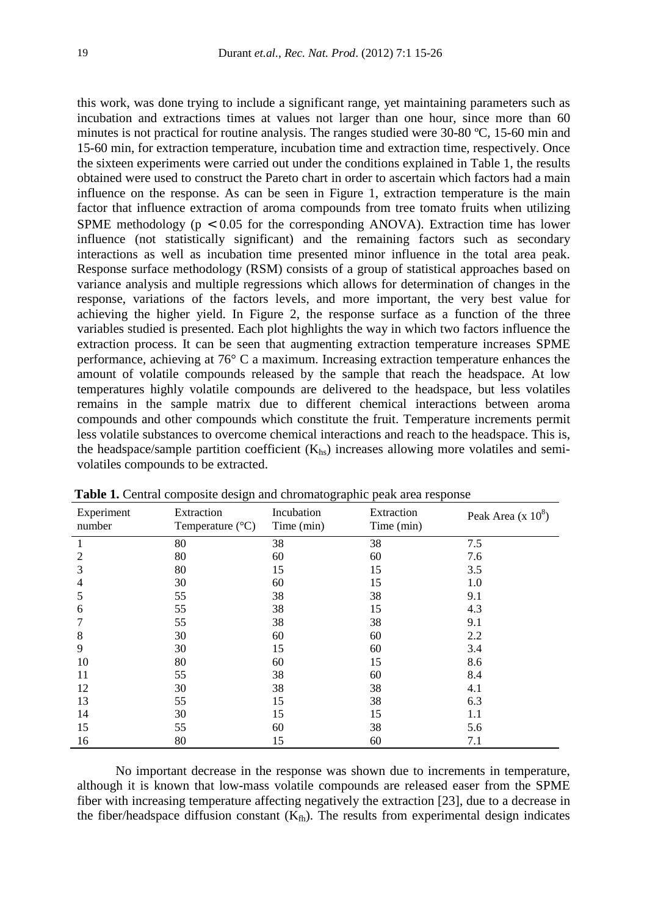this work, was done trying to include a significant range, yet maintaining parameters such as incubation and extractions times at values not larger than one hour, since more than 60 minutes is not practical for routine analysis. The ranges studied were 30-80 ºC, 15-60 min and 15-60 min, for extraction temperature, incubation time and extraction time, respectively. Once the sixteen experiments were carried out under the conditions explained in Table 1, the results obtained were used to construct the Pareto chart in order to ascertain which factors had a main influence on the response. As can be seen in Figure 1, extraction temperature is the main factor that influence extraction of aroma compounds from tree tomato fruits when utilizing SPME methodology ($p < 0.05$ for the corresponding ANOVA). Extraction time has lower influence (not statistically significant) and the remaining factors such as secondary interactions as well as incubation time presented minor influence in the total area peak. Response surface methodology (RSM) consists of a group of statistical approaches based on variance analysis and multiple regressions which allows for determination of changes in the response, variations of the factors levels, and more important, the very best value for achieving the higher yield. In Figure 2, the response surface as a function of the three variables studied is presented. Each plot highlights the way in which two factors influence the extraction process. It can be seen that augmenting extraction temperature increases SPME performance, achieving at 76° C a maximum. Increasing extraction temperature enhances the amount of volatile compounds released by the sample that reach the headspace. At low temperatures highly volatile compounds are delivered to the headspace, but less volatiles remains in the sample matrix due to different chemical interactions between aroma compounds and other compounds which constitute the fruit. Temperature increments permit less volatile substances to overcome chemical interactions and reach to the headspace. This is, the headspace/sample partition coefficient ($K_{hs}$) increases allowing more volatiles and semi-volatiles compounds to be extracted.

**Table 1.** Central composite design and chromatographic peak area response

| Experiment number | Extraction Temperature (°C) | Incubation Time (min) | Extraction Time (min) | Peak Area (x $10^8$) |
|---|---|---|---|---|
| 1 | 80 | 38 | 38 | 7.5 |
| 2 | 80 | 60 | 60 | 7.6 |
| 3 | 80 | 15 | 15 | 3.5 |
| 4 | 30 | 60 | 15 | 1.0 |
| 5 | 55 | 38 | 38 | 9.1 |
| 6 | 55 | 38 | 15 | 4.3 |
| 7 | 55 | 38 | 38 | 9.1 |
| 8 | 30 | 60 | 60 | 2.2 |
| 9 | 30 | 15 | 60 | 3.4 |
| 10 | 80 | 60 | 15 | 8.6 |
| 11 | 55 | 38 | 60 | 8.4 |
| 12 | 30 | 38 | 38 | 4.1 |
| 13 | 55 | 15 | 38 | 6.3 |
| 14 | 30 | 15 | 15 | 1.1 |
| 15 | 55 | 60 | 38 | 5.6 |
| 16 | 80 | 15 | 60 | 7.1 |

No important decrease in the response was shown due to increments in temperature, although it is known that low-mass volatile compounds are released easer from the SPME fiber with increasing temperature affecting negatively the extraction [23], due to a decrease in the fiber/headspace diffusion constant ($K_{fh}$). The results from experimental design indicates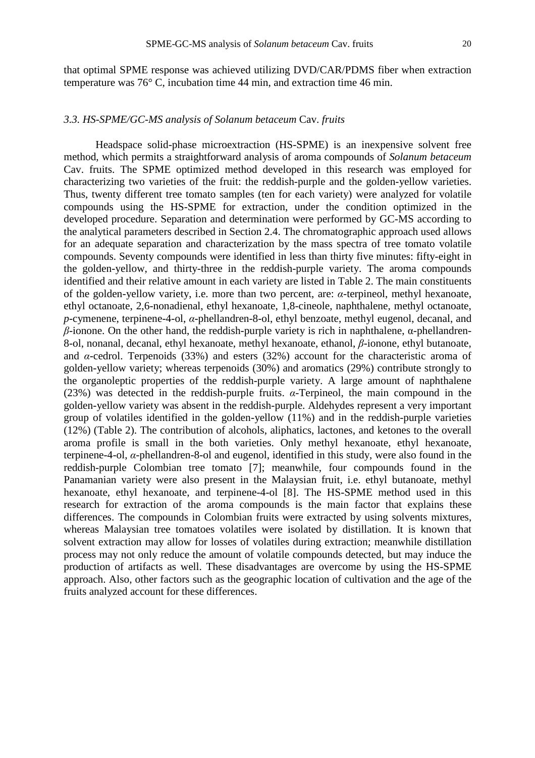that optimal SPME response was achieved utilizing DVD/CAR/PDMS fiber when extraction temperature was 76° C, incubation time 44 min, and extraction time 46 min.

### *3.3. HS-SPME/GC-MS analysis of Solanum betaceum* Cav. *fruits*

Headspace solid-phase microextraction (HS-SPME) is an inexpensive solvent free method, which permits a straightforward analysis of aroma compounds of *Solanum betaceum* Cav. fruits. The SPME optimized method developed in this research was employed for characterizing two varieties of the fruit: the reddish-purple and the golden-yellow varieties. Thus, twenty different tree tomato samples (ten for each variety) were analyzed for volatile compounds using the HS-SPME for extraction, under the condition optimized in the developed procedure. Separation and determination were performed by GC-MS according to the analytical parameters described in Section 2.4. The chromatographic approach used allows for an adequate separation and characterization by the mass spectra of tree tomato volatile compounds. Seventy compounds were identified in less than thirty five minutes: fifty-eight in the golden-yellow, and thirty-three in the reddish-purple variety. The aroma compounds identified and their relative amount in each variety are listed in Table 2. The main constituents of the golden-yellow variety, i.e. more than two percent, are: *α*-terpineol, methyl hexanoate, ethyl octanoate, 2,6-nonadienal, ethyl hexanoate, 1,8-cineole, naphthalene, methyl octanoate, *p*-cymenene, terpinene-4-ol, *α*-phellandren-8-ol, ethyl benzoate, methyl eugenol, decanal, and *β*-ionone. On the other hand, the reddish-purple variety is rich in naphthalene, α-phellandren-8-ol, nonanal, decanal, ethyl hexanoate, methyl hexanoate, ethanol, *β*-ionone, ethyl butanoate, and *α*-cedrol. Terpenoids (33%) and esters (32%) account for the characteristic aroma of golden-yellow variety; whereas terpenoids (30%) and aromatics (29%) contribute strongly to the organoleptic properties of the reddish-purple variety. A large amount of naphthalene (23%) was detected in the reddish-purple fruits. *α*-Terpineol, the main compound in the golden-yellow variety was absent in the reddish-purple. Aldehydes represent a very important group of volatiles identified in the golden-yellow (11%) and in the reddish-purple varieties (12%) (Table 2). The contribution of alcohols, aliphatics, lactones, and ketones to the overall aroma profile is small in the both varieties. Only methyl hexanoate, ethyl hexanoate, terpinene-4-ol, *α*-phellandren-8-ol and eugenol, identified in this study, were also found in the reddish-purple Colombian tree tomato [7]; meanwhile, four compounds found in the Panamanian variety were also present in the Malaysian fruit, i.e. ethyl butanoate, methyl hexanoate, ethyl hexanoate, and terpinene-4-ol [8]. The HS-SPME method used in this research for extraction of the aroma compounds is the main factor that explains these differences. The compounds in Colombian fruits were extracted by using solvents mixtures, whereas Malaysian tree tomatoes volatiles were isolated by distillation. It is known that solvent extraction may allow for losses of volatiles during extraction; meanwhile distillation process may not only reduce the amount of volatile compounds detected, but may induce the production of artifacts as well. These disadvantages are overcome by using the HS-SPME approach. Also, other factors such as the geographic location of cultivation and the age of the fruits analyzed account for these differences.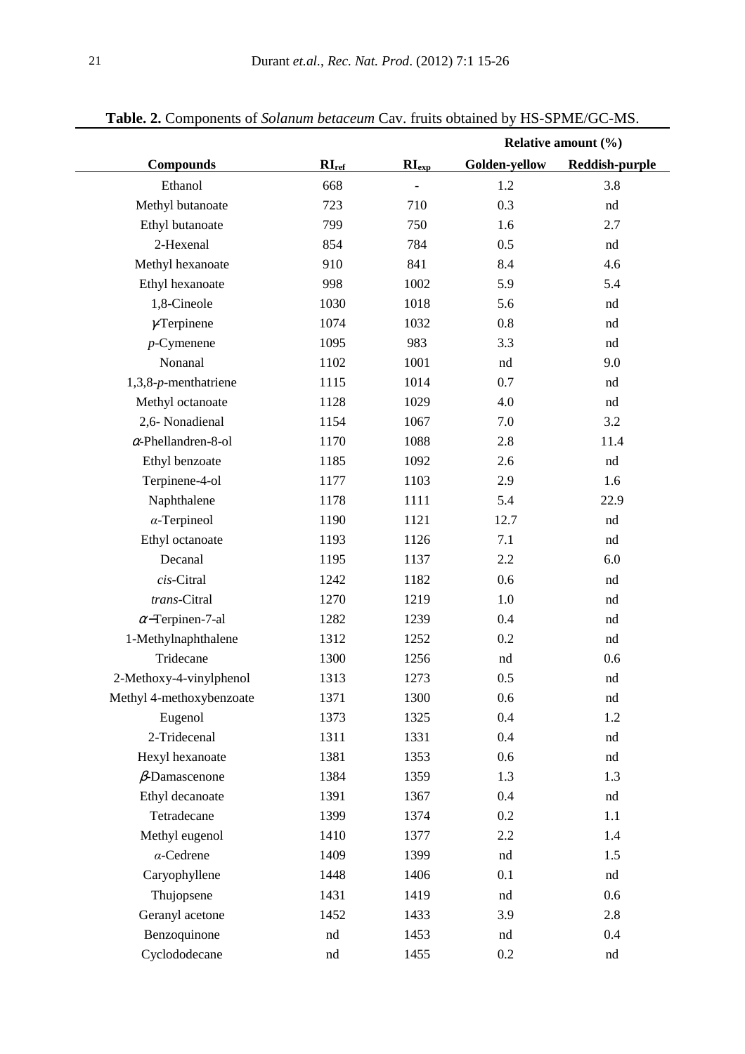**Table. 2.** Components of *Solanum betaceum* Cav. fruits obtained by HS-SPME/GC-MS.

| Compounds | $RI_{ref}$ | $RI_{exp}$ | Relative amount (%) | |
|---|---|---|---|---|
| | | | Golden-yellow | Reddish-purple |
| Ethanol | 668 | - | 1.2 | 3.8 |
| Methyl butanoate | 723 | 710 | 0.3 | nd |
| Ethyl butanoate | 799 | 750 | 1.6 | 2.7 |
| 2-Hexenal | 854 | 784 | 0.5 | nd |
| Methyl hexanoate | 910 | 841 | 8.4 | 4.6 |
| Ethyl hexanoate | 998 | 1002 | 5.9 | 5.4 |
| 1,8-Cineole | 1030 | 1018 | 5.6 | nd |
| γ-Terpinene | 1074 | 1032 | 0.8 | nd |
| *p*-Cymenene | 1095 | 983 | 3.3 | nd |
| Nonanal | 1102 | 1001 | nd | 9.0 |
| 1,3,8-*p*-menthatriene | 1115 | 1014 | 0.7 | nd |
| Methyl octanoate | 1128 | 1029 | 4.0 | nd |
| 2,6- Nonadienal | 1154 | 1067 | 7.0 | 3.2 |
| α-Phellandren-8-ol | 1170 | 1088 | 2.8 | 11.4 |
| Ethyl benzoate | 1185 | 1092 | 2.6 | nd |
| Terpinene-4-ol | 1177 | 1103 | 2.9 | 1.6 |
| Naphthalene | 1178 | 1111 | 5.4 | 22.9 |
| α-Terpineol | 1190 | 1121 | 12.7 | nd |
| Ethyl octanoate | 1193 | 1126 | 7.1 | nd |
| Decanal | 1195 | 1137 | 2.2 | 6.0 |
| *cis*-Citral | 1242 | 1182 | 0.6 | nd |
| *trans*-Citral | 1270 | 1219 | 1.0 | nd |
| α−Terpinen-7-al | 1282 | 1239 | 0.4 | nd |
| 1-Methylnaphthalene | 1312 | 1252 | 0.2 | nd |
| Tridecane | 1300 | 1256 | nd | 0.6 |
| 2-Methoxy-4-vinylphenol | 1313 | 1273 | 0.5 | nd |
| Methyl 4-methoxybenzoate | 1371 | 1300 | 0.6 | nd |
| Eugenol | 1373 | 1325 | 0.4 | 1.2 |
| 2-Tridecenal | 1311 | 1331 | 0.4 | nd |
| Hexyl hexanoate | 1381 | 1353 | 0.6 | nd |
| β-Damascenone | 1384 | 1359 | 1.3 | 1.3 |
| Ethyl decanoate | 1391 | 1367 | 0.4 | nd |
| Tetradecane | 1399 | 1374 | 0.2 | 1.1 |
| Methyl eugenol | 1410 | 1377 | 2.2 | 1.4 |
| α-Cedrene | 1409 | 1399 | nd | 1.5 |
| Caryophyllene | 1448 | 1406 | 0.1 | nd |
| Thujopsene | 1431 | 1419 | nd | 0.6 |
| Geranyl acetone | 1452 | 1433 | 3.9 | 2.8 |
| Benzoquinone | nd | 1453 | nd | 0.4 |
| Cyclododecane | nd | 1455 | 0.2 | nd |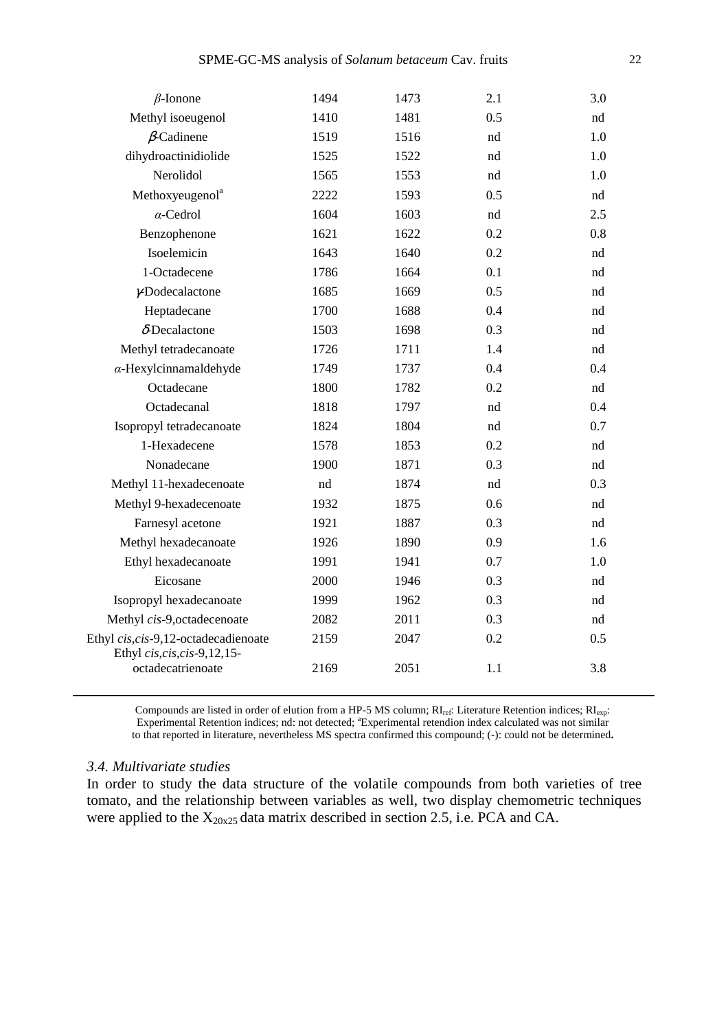| | | | | |
|---|---|---|---|---|
| *β*-Ionone | 1494 | 1473 | 2.1 | 3.0 |
| Methyl isoeugenol | 1410 | 1481 | 0.5 | nd |
| *β*-Cadinene | 1519 | 1516 | nd | 1.0 |
| dihydroactinidiolide | 1525 | 1522 | nd | 1.0 |
| Nerolidol | 1565 | 1553 | nd | 1.0 |
| Methoxyeugenol[a] | 2222 | 1593 | 0.5 | nd |
| *α*-Cedrol | 1604 | 1603 | nd | 2.5 |
| Benzophenone | 1621 | 1622 | 0.2 | 0.8 |
| Isoelemicin | 1643 | 1640 | 0.2 | nd |
| 1-Octadecene | 1786 | 1664 | 0.1 | nd |
| *γ*-Dodecalactone | 1685 | 1669 | 0.5 | nd |
| Heptadecane | 1700 | 1688 | 0.4 | nd |
| *δ*-Decalactone | 1503 | 1698 | 0.3 | nd |
| Methyl tetradecanoate | 1726 | 1711 | 1.4 | nd |
| *α*-Hexylcinnamaldehyde | 1749 | 1737 | 0.4 | 0.4 |
| Octadecane | 1800 | 1782 | 0.2 | nd |
| Octadecanal | 1818 | 1797 | nd | 0.4 |
| Isopropyl tetradecanoate | 1824 | 1804 | nd | 0.7 |
| 1-Hexadecene | 1578 | 1853 | 0.2 | nd |
| Nonadecane | 1900 | 1871 | 0.3 | nd |
| Methyl 11-hexadecenoate | nd | 1874 | nd | 0.3 |
| Methyl 9-hexadecenoate | 1932 | 1875 | 0.6 | nd |
| Farnesyl acetone | 1921 | 1887 | 0.3 | nd |
| Methyl hexadecanoate | 1926 | 1890 | 0.9 | 1.6 |
| Ethyl hexadecanoate | 1991 | 1941 | 0.7 | 1.0 |
| Eicosane | 2000 | 1946 | 0.3 | nd |
| Isopropyl hexadecanoate | 1999 | 1962 | 0.3 | nd |
| Methyl *cis*-9,octadecenoate | 2082 | 2011 | 0.3 | nd |
| Ethyl *cis*,*cis*-9,12-octadecadienoate | 2159 | 2047 | 0.2 | 0.5 |
| Ethyl *cis*,*cis*,*cis*-9,12,15-octadecatrienoate | 2169 | 2051 | 1.1 | 3.8 |

Compounds are listed in order of elution from a HP-5 MS column; $RI_{ref}$: Literature Retention indices; $RI_{exp}$: Experimental Retention indices; nd: not detected; [a]Experimental retendion index calculated was not similar to that reported in literature, nevertheless MS spectra confirmed this compound; (-): could not be determined**.**

### *3.4. Multivariate studies*

In order to study the data structure of the volatile compounds from both varieties of tree tomato, and the relationship between variables as well, two display chemometric techniques were applied to the $X_{20x25}$ data matrix described in section 2.5, i.e. PCA and CA.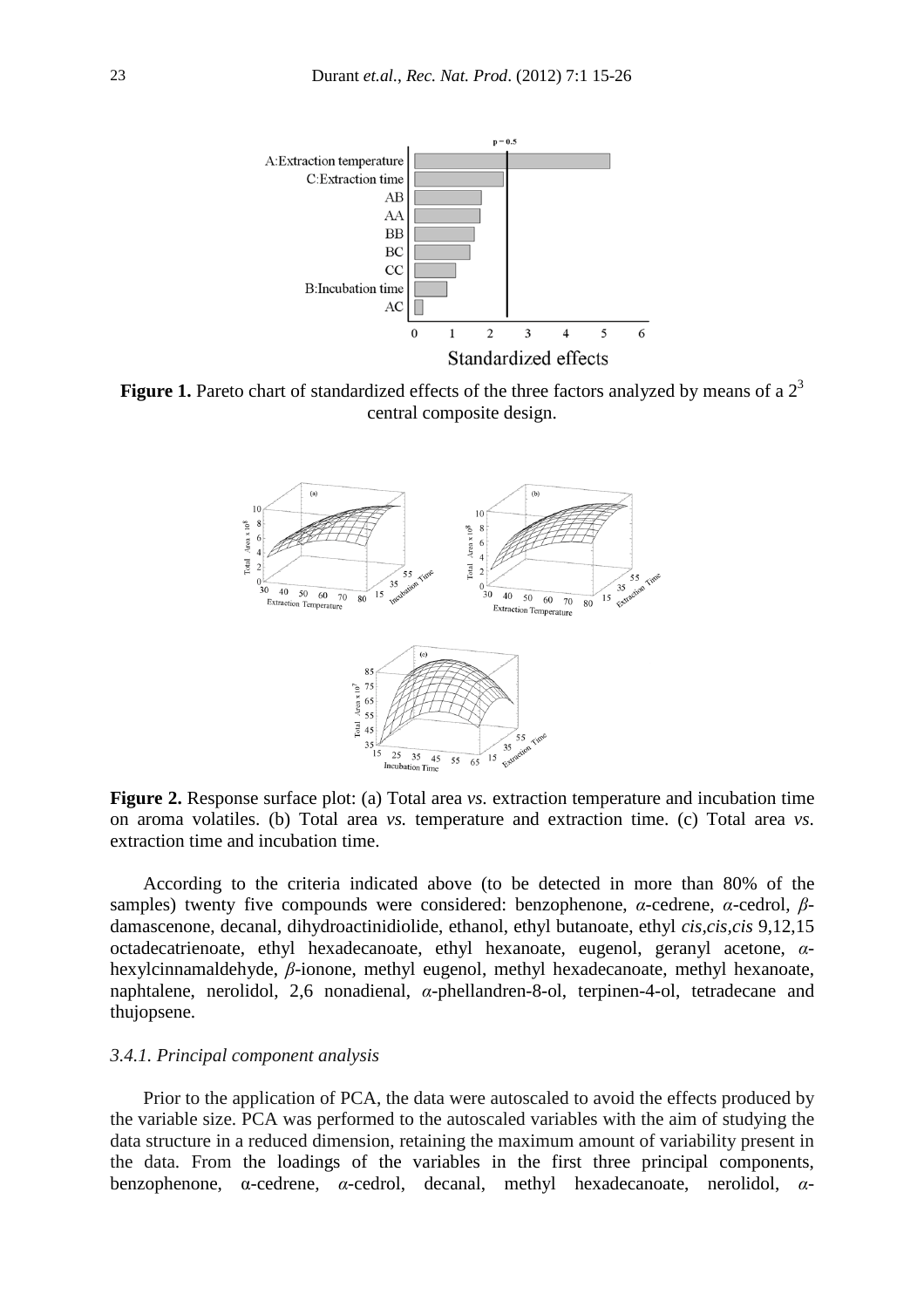**Figure 1.** Pareto chart of standardized effects of the three factors analyzed by means of a $2^3$ central composite design.

**Figure 2.** Response surface plot: (a) Total area *vs.* extraction temperature and incubation time on aroma volatiles. (b) Total area *vs.* temperature and extraction time. (c) Total area *vs.* extraction time and incubation time.

According to the criteria indicated above (to be detected in more than 80% of the samples) twenty five compounds were considered: benzophenone, *α*-cedrene, *α*-cedrol, *β*-damascenone, decanal, dihydroactinidiolide, ethanol, ethyl butanoate, ethyl *cis,cis,cis* 9,12,15 octadecatrienoate, ethyl hexadecanoate, ethyl hexanoate, eugenol, geranyl acetone, *α*-hexylcinnamaldehyde, *β*-ionone, methyl eugenol, methyl hexadecanoate, methyl hexanoate, naphtalene, nerolidol, 2,6 nonadienal, *α*-phellandren-8-ol, terpinen-4-ol, tetradecane and thujopsene.

### *3.4.1. Principal component analysis*

Prior to the application of PCA, the data were autoscaled to avoid the effects produced by the variable size. PCA was performed to the autoscaled variables with the aim of studying the data structure in a reduced dimension, retaining the maximum amount of variability present in the data. From the loadings of the variables in the first three principal components, benzophenone, α-cedrene, *α*-cedrol, decanal, methyl hexadecanoate, nerolidol, *α*-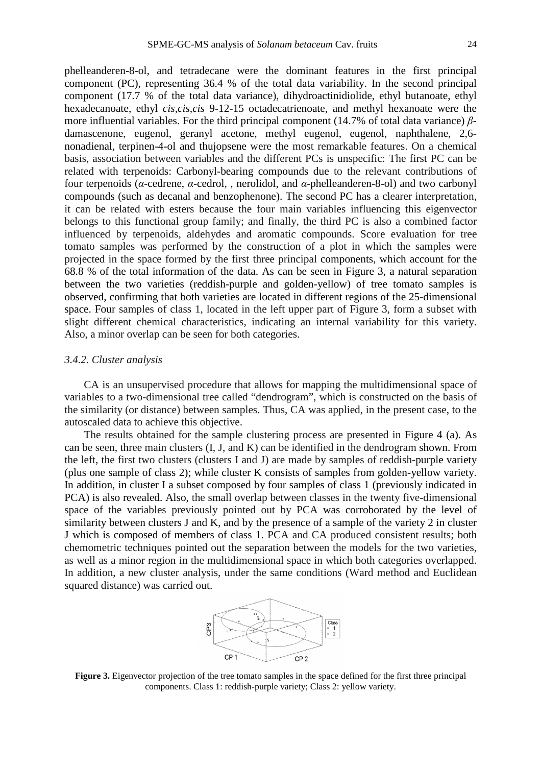phelleanderen-8-ol, and tetradecane were the dominant features in the first principal component (PC), representing 36.4 % of the total data variability. In the second principal component (17.7 % of the total data variance), dihydroactinidiolide, ethyl butanoate, ethyl hexadecanoate, ethyl *cis*,*cis*,*cis* 9-12-15 octadecatrienoate, and methyl hexanoate were the more influential variables. For the third principal component (14.7% of total data variance) *β*-damascenone, eugenol, geranyl acetone, methyl eugenol, eugenol, naphthalene, 2,6-nonadienal, terpinen-4-ol and thujopsene were the most remarkable features. On a chemical basis, association between variables and the different PCs is unspecific: The first PC can be related with terpenoids: Carbonyl-bearing compounds due to the relevant contributions of four terpenoids (*α*-cedrene, *α*-cedrol, , nerolidol, and *α*-phelleanderen-8-ol) and two carbonyl compounds (such as decanal and benzophenone). The second PC has a clearer interpretation, it can be related with esters because the four main variables influencing this eigenvector belongs to this functional group family; and finally, the third PC is also a combined factor influenced by terpenoids, aldehydes and aromatic compounds. Score evaluation for tree tomato samples was performed by the construction of a plot in which the samples were projected in the space formed by the first three principal components, which account for the 68.8 % of the total information of the data. As can be seen in Figure 3, a natural separation between the two varieties (reddish-purple and golden-yellow) of tree tomato samples is observed, confirming that both varieties are located in different regions of the 25-dimensional space. Four samples of class 1, located in the left upper part of Figure 3, form a subset with slight different chemical characteristics, indicating an internal variability for this variety. Also, a minor overlap can be seen for both categories.

### *3.4.2. Cluster analysis*

CA is an unsupervised procedure that allows for mapping the multidimensional space of variables to a two-dimensional tree called "dendrogram", which is constructed on the basis of the similarity (or distance) between samples. Thus, CA was applied, in the present case, to the autoscaled data to achieve this objective.

The results obtained for the sample clustering process are presented in Figure 4 (a). As can be seen, three main clusters (I, J, and K) can be identified in the dendrogram shown. From the left, the first two clusters (clusters I and J) are made by samples of reddish-purple variety (plus one sample of class 2); while cluster K consists of samples from golden-yellow variety. In addition, in cluster I a subset composed by four samples of class 1 (previously indicated in PCA) is also revealed. Also, the small overlap between classes in the twenty five-dimensional space of the variables previously pointed out by PCA was corroborated by the level of similarity between clusters J and K, and by the presence of a sample of the variety 2 in cluster J which is composed of members of class 1. PCA and CA produced consistent results; both chemometric techniques pointed out the separation between the models for the two varieties, as well as a minor region in the multidimensional space in which both categories overlapped. In addition, a new cluster analysis, under the same conditions (Ward method and Euclidean squared distance) was carried out.

**Figure 3.** Eigenvector projection of the tree tomato samples in the space defined for the first three principal components. Class 1: reddish-purple variety; Class 2: yellow variety.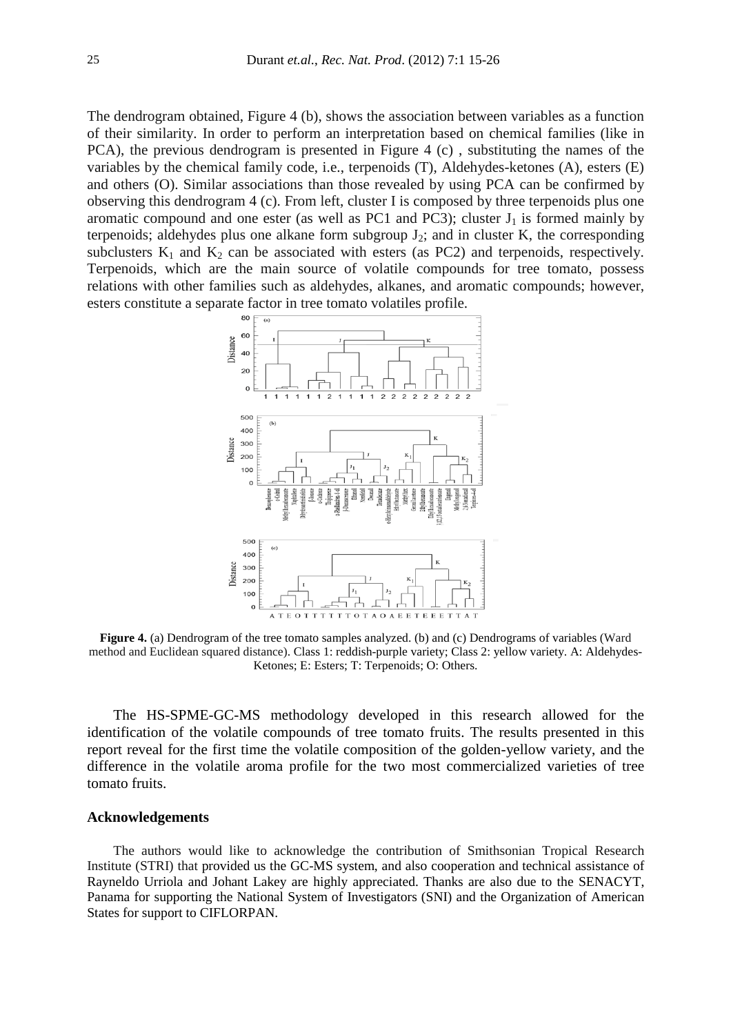The dendrogram obtained, Figure 4 (b), shows the association between variables as a function of their similarity. In order to perform an interpretation based on chemical families (like in PCA), the previous dendrogram is presented in Figure 4 (c) , substituting the names of the variables by the chemical family code, i.e., terpenoids (T), Aldehydes-ketones (A), esters (E) and others (O). Similar associations than those revealed by using PCA can be confirmed by observing this dendrogram 4 (c). From left, cluster I is composed by three terpenoids plus one aromatic compound and one ester (as well as PC1 and PC3); cluster $J_1$ is formed mainly by terpenoids; aldehydes plus one alkane form subgroup $J_2$; and in cluster K, the corresponding subclusters $K_1$ and $K_2$ can be associated with esters (as PC2) and terpenoids, respectively. Terpenoids, which are the main source of volatile compounds for tree tomato, possess relations with other families such as aldehydes, alkanes, and aromatic compounds; however, esters constitute a separate factor in tree tomato volatiles profile.

**Figure 4.** (a) Dendrogram of the tree tomato samples analyzed. (b) and (c) Dendrograms of variables (Ward method and Euclidean squared distance). Class 1: reddish-purple variety; Class 2: yellow variety. A: Aldehydes-Ketones; E: Esters; T: Terpenoids; O: Others.

The HS-SPME-GC-MS methodology developed in this research allowed for the identification of the volatile compounds of tree tomato fruits. The results presented in this report reveal for the first time the volatile composition of the golden-yellow variety, and the difference in the volatile aroma profile for the two most commercialized varieties of tree tomato fruits.

## Acknowledgements

The authors would like to acknowledge the contribution of Smithsonian Tropical Research Institute (STRI) that provided us the GC-MS system, and also cooperation and technical assistance of Rayneldo Urriola and Johant Lakey are highly appreciated. Thanks are also due to the SENACYT, Panama for supporting the National System of Investigators (SNI) and the Organization of American States for support to CIFLORPAN.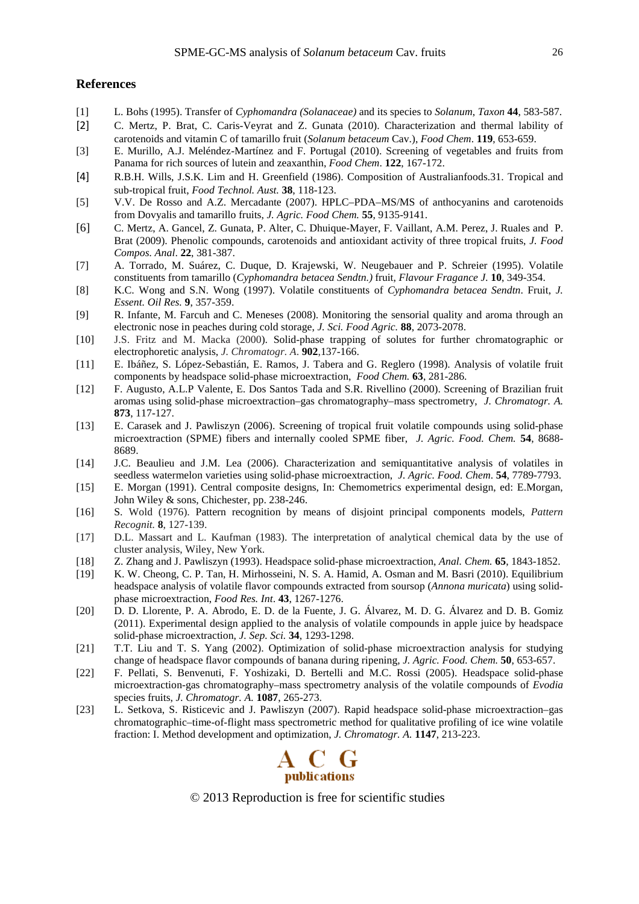## References

[1] L. Bohs (1995). Transfer of *Cyphomandra (Solanaceae)* and its species to *Solanum*, *Taxon* **44**, 583-587.

[2] C. Mertz, P. Brat, C. Caris-Veyrat and Z. Gunata (2010). Characterization and thermal lability of carotenoids and vitamin C of tamarillo fruit (*Solanum betaceum* Cav.), *Food Chem*. **119**, 653-659.

[3] E. Murillo, A.J. Meléndez-Martínez and F. Portugal (2010). Screening of vegetables and fruits from Panama for rich sources of lutein and zeaxanthin, *Food Chem*. **122**, 167-172.

[4] R.B.H. Wills, J.S.K. Lim and H. Greenfield (1986). Composition of Australianfoods.31. Tropical and sub-tropical fruit, *Food Technol. Aust.* **38**, 118-123.

[5] V.V. De Rosso and A.Z. Mercadante (2007). HPLC–PDA–MS/MS of anthocyanins and carotenoids from Dovyalis and tamarillo fruits, *J. Agric. Food Chem.* **55**, 9135-9141.

[6] C. Mertz, A. Gancel, Z. Gunata, P. Alter, C. Dhuique-Mayer, F. Vaillant, A.M. Perez, J. Ruales and P. Brat (2009). Phenolic compounds, carotenoids and antioxidant activity of three tropical fruits, *J. Food Compos. Anal*. **22**, 381-387.

[7] A. Torrado, M. Suárez, C. Duque, D. Krajewski, W. Neugebauer and P. Schreier (1995). Volatile constituents from tamarillo (*Cyphomandra betacea Sendtn.)* fruit, *Flavour Fragance J.* **10**, 349-354.

[8] K.C. Wong and S.N. Wong (1997). Volatile constituents of *Cyphomandra betacea Sendtn*. Fruit, *J. Essent. Oil Res.* **9**, 357-359.

[9] R. Infante, M. Farcuh and C. Meneses (2008). Monitoring the sensorial quality and aroma through an electronic nose in peaches during cold storage, *J. Sci. Food Agric.* **88**, 2073-2078.

[10] J.S. Fritz and M. Macka (2000). Solid-phase trapping of solutes for further chromatographic or electrophoretic analysis, *J. Chromatogr. A*. **902**,137-166.

[11] E. Ibáñez, S. López-Sebastián, E. Ramos, J. Tabera and G. Reglero (1998). Analysis of volatile fruit components by headspace solid-phase microextraction, *Food Chem.* **63**, 281-286.

[12] F. Augusto, A.L.P Valente, E. Dos Santos Tada and S.R. Rivellino (2000). Screening of Brazilian fruit aromas using solid-phase microextraction–gas chromatography–mass spectrometry, *J. Chromatogr. A.* **873**, 117-127.

[13] E. Carasek and J. Pawliszyn (2006). Screening of tropical fruit volatile compounds using solid-phase microextraction (SPME) fibers and internally cooled SPME fiber, *J. Agric. Food. Chem.* **54**, 8688-8689.

[14] J.C. Beaulieu and J.M. Lea (2006). Characterization and semiquantitative analysis of volatiles in seedless watermelon varieties using solid-phase microextraction, *J. Agric. Food. Chem*. **54**, 7789-7793.

[15] E. Morgan (1991). Central composite designs, In: Chemometrics experimental design, ed: E.Morgan, John Wiley & sons, Chichester, pp. 238-246.

[16] S. Wold (1976). Pattern recognition by means of disjoint principal components models, *Pattern Recognit.* **8**, 127-139.

[17] D.L. Massart and L. Kaufman (1983). The interpretation of analytical chemical data by the use of cluster analysis, Wiley, New York.

[18] Z. Zhang and J. Pawliszyn (1993). Headspace solid-phase microextraction, *Anal. Chem.* **65**, 1843-1852.

[19] K. W. Cheong, C. P. Tan, H. Mirhosseini, N. S. A. Hamid, A. Osman and M. Basri (2010). Equilibrium headspace analysis of volatile flavor compounds extracted from soursop (*Annona muricata*) using solid-phase microextraction, *Food Res. Int*. **43**, 1267-1276.

[20] D. D. Llorente, P. A. Abrodo, E. D. de la Fuente, J. G. Álvarez, M. D. G. Álvarez and D. B. Gomiz (2011). Experimental design applied to the analysis of volatile compounds in apple juice by headspace solid-phase microextraction, *J. Sep. Sci.* **34**, 1293-1298.

[21] T.T. Liu and T. S. Yang (2002). Optimization of solid-phase microextraction analysis for studying change of headspace flavor compounds of banana during ripening, *J. Agric. Food. Chem.* **50**, 653-657.

[22] F. Pellati, S. Benvenuti, F. Yoshizaki, D. Bertelli and M.C. Rossi (2005). Headspace solid-phase microextraction-gas chromatography–mass spectrometry analysis of the volatile compounds of *Evodia* species fruits, *J. Chromatogr. A.* **1087**, 265-273.

[23] L. Setkova, S. Risticevic and J. Pawliszyn (2007). Rapid headspace solid-phase microextraction–gas chromatographic–time-of-flight mass spectrometric method for qualitative profiling of ice wine volatile fraction: I. Method development and optimization, *J. Chromatogr. A.* **1147**, 213-223.

A C G publications

© 2013 Reproduction is free for scientific studies